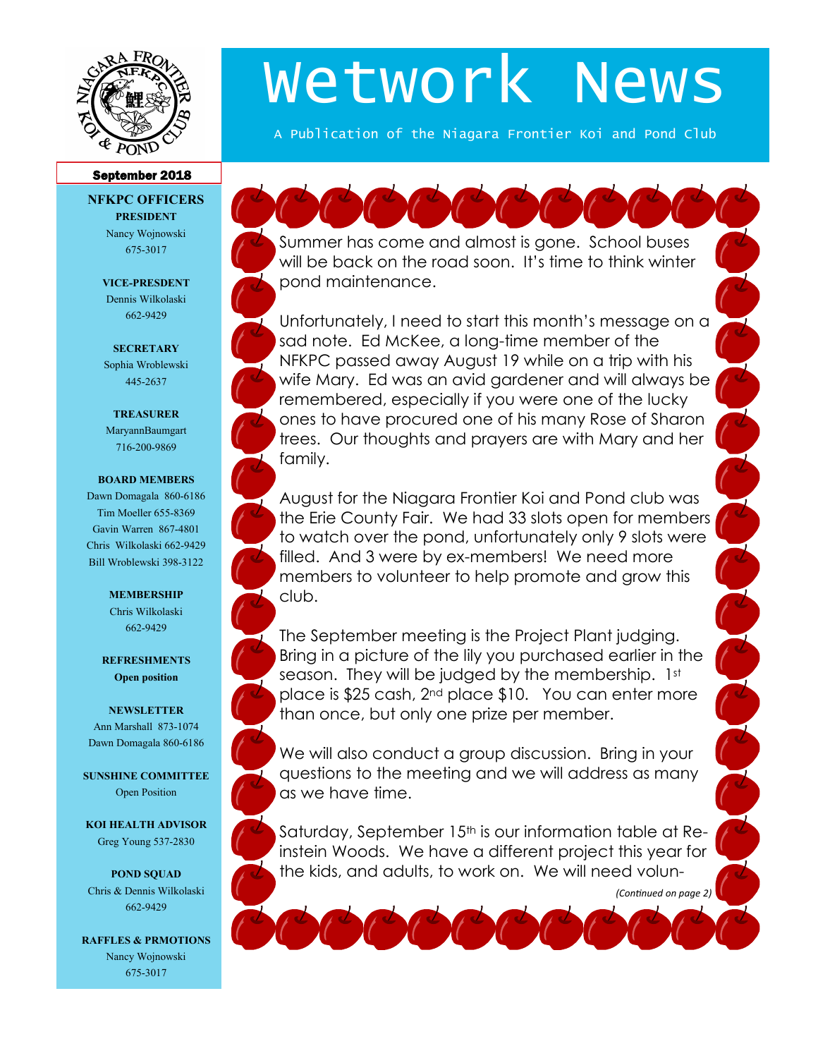# Wetwork News

A Publication of the Niagara Frontier Koi and Pond Club

**September 2018**

## NFKPC OFFICERS

**PRESIDENT**
Nancy Wojnowski
675-3017

**VICE-PRESDENT**
Dennis Wilkolaski
662-9429

**SECRETARY**
Sophia Wroblewski
445-2637

**TREASURER**
MaryannBaumgart
716-200-9869

**BOARD MEMBERS**
Dawn Domagala 860-6186
Tim Moeller 655-8369
Gavin Warren 867-4801
Chris Wilkolaski 662-9429
Bill Wroblewski 398-3122

**MEMBERSHIP**
Chris Wilkolaski
662-9429

**REFRESHMENTS**
**Open position**

**NEWSLETTER**
Ann Marshall 873-1074
Dawn Domagala 860-6186

**SUNSHINE COMMITTEE**
Open Position

**KOI HEALTH ADVISOR**
Greg Young 537-2830

**POND SQUAD**
Chris & Dennis Wilkolaski
662-9429

**RAFFLES & PRMOTIONS**
Nancy Wojnowski
675-3017

---

Summer has come and almost is gone. School buses will be back on the road soon. It's time to think winter pond maintenance.

Unfortunately, I need to start this month's message on a sad note. Ed McKee, a long-time member of the NFKPC passed away August 19 while on a trip with his wife Mary. Ed was an avid gardener and will always be remembered, especially if you were one of the lucky ones to have procured one of his many Rose of Sharon trees. Our thoughts and prayers are with Mary and her family.

August for the Niagara Frontier Koi and Pond club was the Erie County Fair. We had 33 slots open for members to watch over the pond, unfortunately only 9 slots were filled. And 3 were by ex-members! We need more members to volunteer to help promote and grow this club.

The September meeting is the Project Plant judging. Bring in a picture of the lily you purchased earlier in the season. They will be judged by the membership. 1st place is $25 cash, 2nd place $10. You can enter more than once, but only one prize per member.

We will also conduct a group discussion. Bring in your questions to the meeting and we will address as many as we have time.

Saturday, September 15th is our information table at Reinstein Woods. We have a different project this year for the kids, and adults, to work on. We will need volun-

*(Continued on page 2)*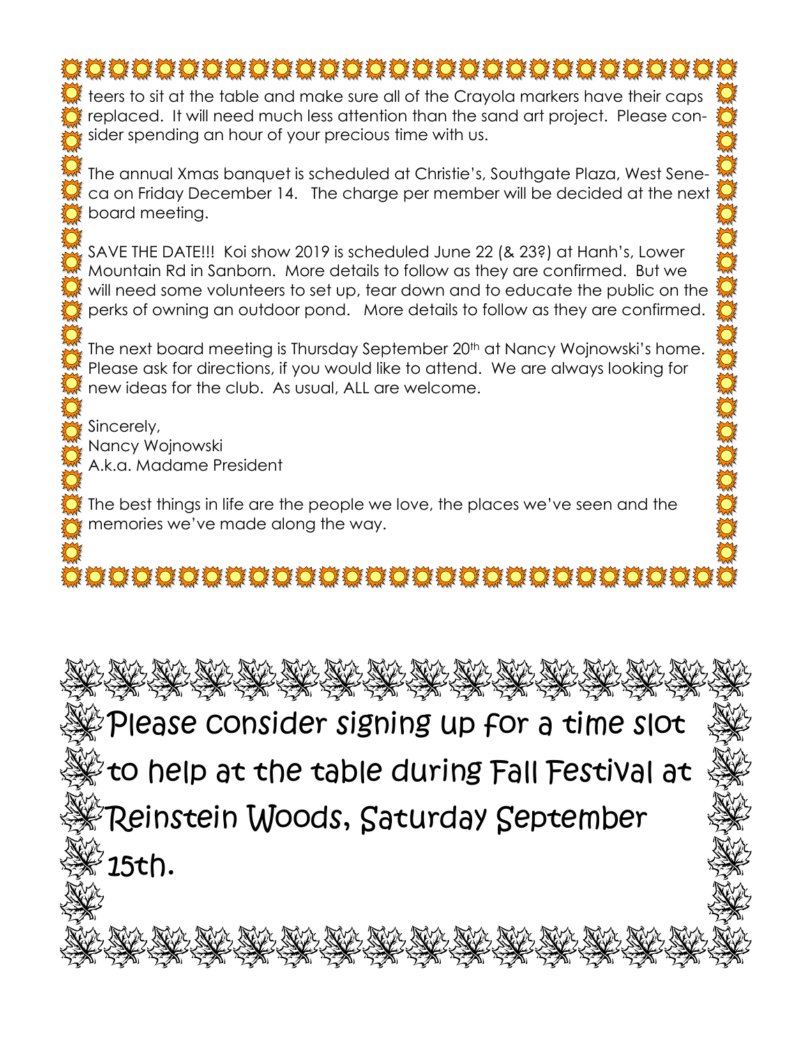teers to sit at the table and make sure all of the Crayola markers have their caps replaced. It will need much less attention than the sand art project. Please consider spending an hour of your precious time with us.

The annual Xmas banquet is scheduled at Christie's, Southgate Plaza, West Seneca on Friday December 14. The charge per member will be decided at the next board meeting.

SAVE THE DATE!!! Koi show 2019 is scheduled June 22 (& 23?) at Hanh's, Lower Mountain Rd in Sanborn. More details to follow as they are confirmed. But we will need some volunteers to set up, tear down and to educate the public on the perks of owning an outdoor pond. More details to follow as they are confirmed.

The next board meeting is Thursday September 20th at Nancy Wojnowski's home. Please ask for directions, if you would like to attend. We are always looking for new ideas for the club. As usual, ALL are welcome.

Sincerely,
Nancy Wojnowski
A.k.a. Madame President

The best things in life are the people we love, the places we've seen and the memories we've made along the way.

Please consider signing up for a time slot to help at the table during Fall Festival at Reinstein Woods, Saturday September 15th.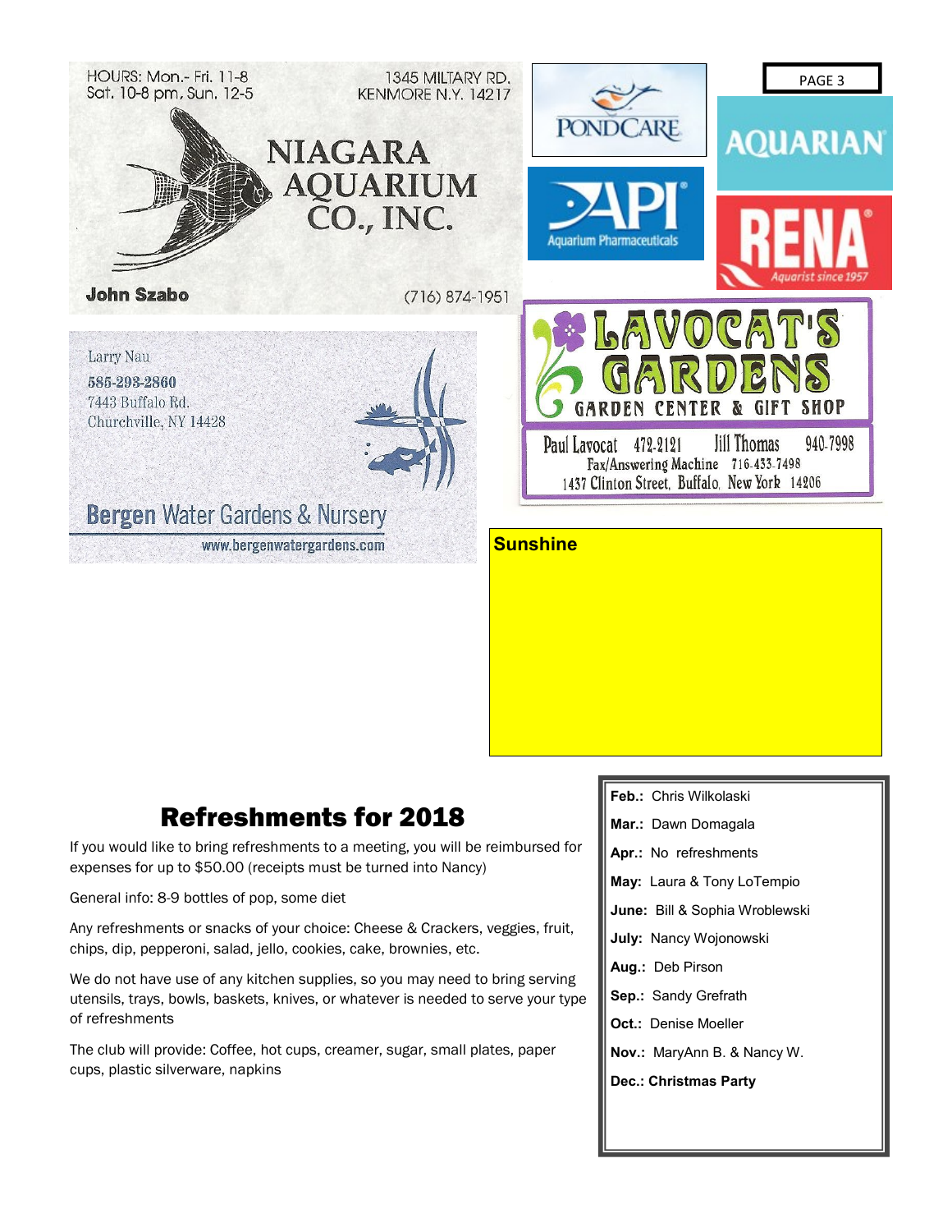HOURS: Mon.- Fri. 11-8
Sat. 10-8 pm, Sun. 12-5

1345 MILTARY RD.
KENMORE N.Y. 14217

**NIAGARA AQUARIUM CO., INC.**

**John Szabo**

(716) 874-1951

PONDCARE

API Aquarium Pharmaceuticals

AQUARIAN

RENA Aquarist since 1957

Larry Nau
585-293-2860
7443 Buffalo Rd.
Churchville, NY 14428

**Bergen** Water Gardens & Nursery
www.bergenwatergardens.com

**LAVOCAT'S GARDENS**
GARDEN CENTER & GIFT SHOP

Paul Lavocat 472-2121    Jill Thomas 940-7998
Fax/Answering Machine 716-433-7498
1437 Clinton Street, Buffalo, New York 14206

**Sunshine**

# Refreshments for 2018

If you would like to bring refreshments to a meeting, you will be reimbursed for expenses for up to $50.00 (receipts must be turned into Nancy)

General info: 8-9 bottles of pop, some diet

Any refreshments or snacks of your choice: Cheese & Crackers, veggies, fruit, chips, dip, pepperoni, salad, jello, cookies, cake, brownies, etc.

We do not have use of any kitchen supplies, so you may need to bring serving utensils, trays, bowls, baskets, knives, or whatever is needed to serve your type of refreshments

The club will provide: Coffee, hot cups, creamer, sugar, small plates, paper cups, plastic silverware, napkins

**Feb.:** Chris Wilkolaski

**Mar.:** Dawn Domagala

**Apr.:** No refreshments

**May:** Laura & Tony LoTempio

**June:** Bill & Sophia Wroblewski

**July:** Nancy Wojonowski

**Aug.:** Deb Pirson

**Sep.:** Sandy Grefrath

**Oct.:** Denise Moeller

**Nov.:** MaryAnn B. & Nancy W.

**Dec.: Christmas Party**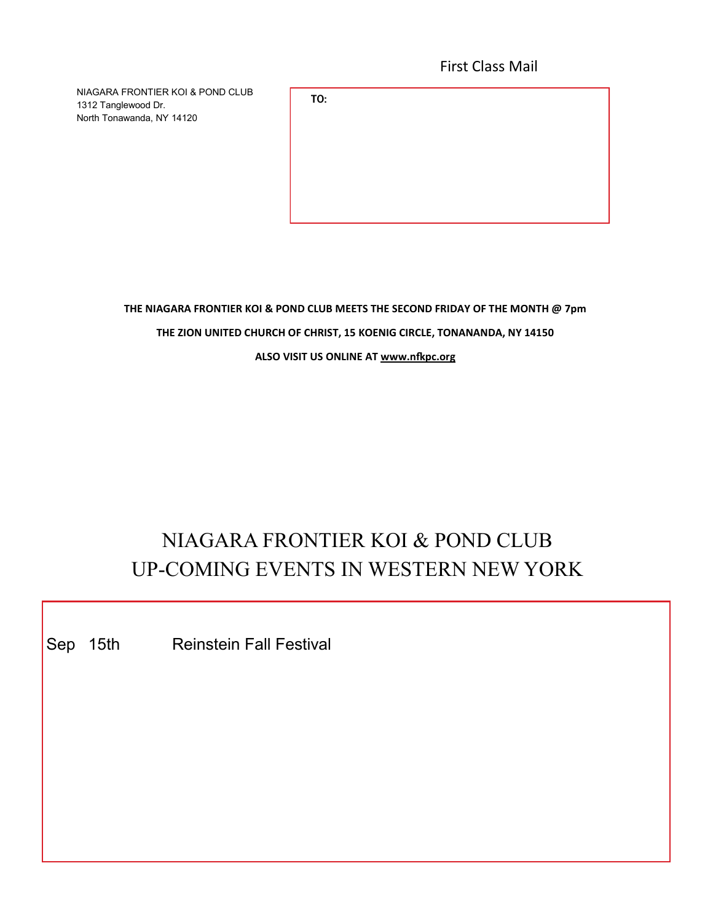First Class Mail

NIAGARA FRONTIER KOI & POND CLUB
1312 Tanglewood Dr.
North Tonawanda, NY 14120

**TO:**

**THE NIAGARA FRONTIER KOI & POND CLUB MEETS THE SECOND FRIDAY OF THE MONTH @ 7pm**

**THE ZION UNITED CHURCH OF CHRIST, 15 KOENIG CIRCLE, TONANANDA, NY 14150**

**ALSO VISIT US ONLINE AT www.nfkpc.org**

# NIAGARA FRONTIER KOI & POND CLUB
# UP-COMING EVENTS IN WESTERN NEW YORK

Sep 15th Reinstein Fall Festival